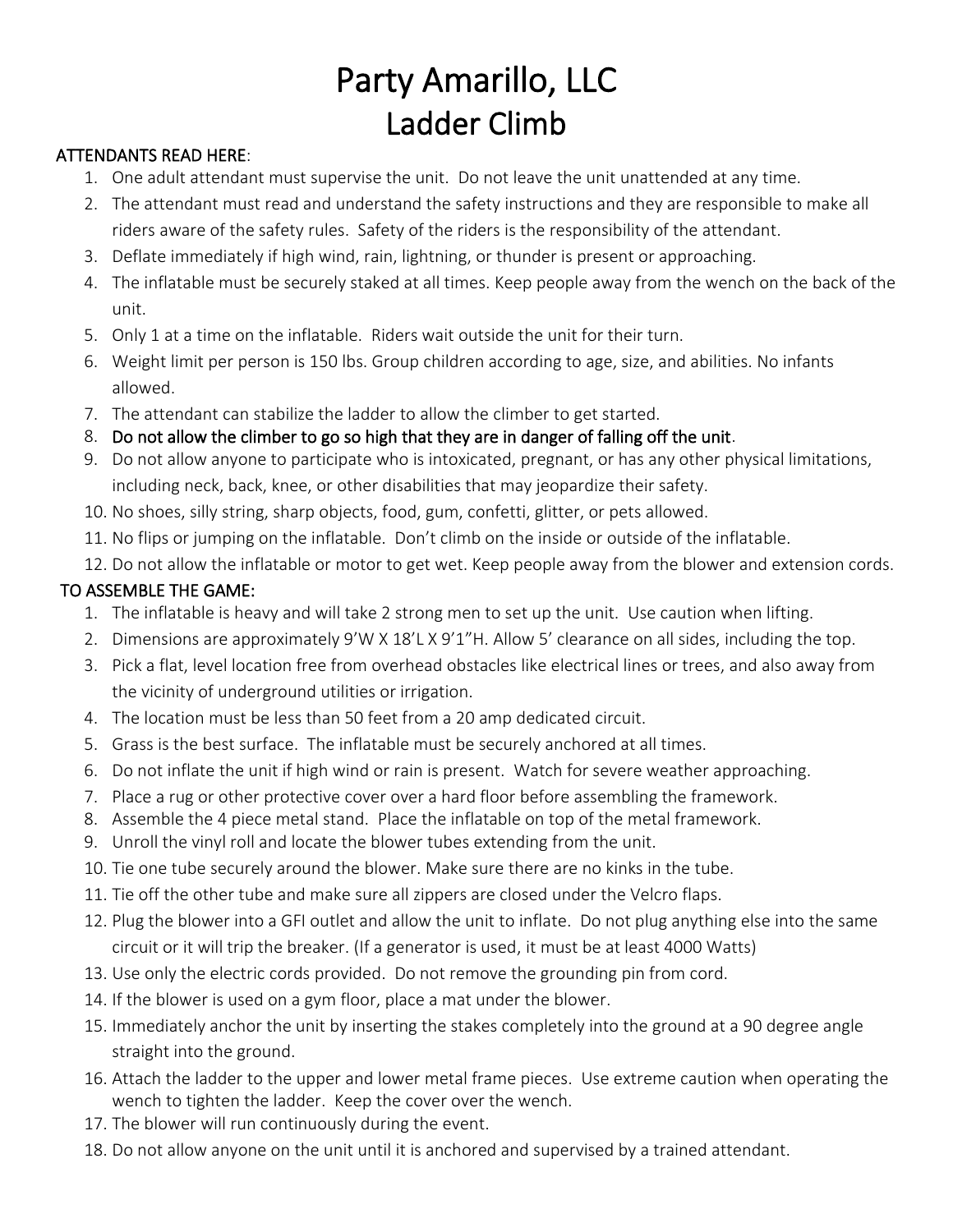# Party Amarillo, LLC
# Ladder Climb

**ATTENDANTS READ HERE**:

1. One adult attendant must supervise the unit. Do not leave the unit unattended at any time.
2. The attendant must read and understand the safety instructions and they are responsible to make all riders aware of the safety rules. Safety of the riders is the responsibility of the attendant.
3. Deflate immediately if high wind, rain, lightning, or thunder is present or approaching.
4. The inflatable must be securely staked at all times. Keep people away from the wench on the back of the unit.
5. Only 1 at a time on the inflatable. Riders wait outside the unit for their turn.
6. Weight limit per person is 150 lbs. Group children according to age, size, and abilities. No infants allowed.
7. The attendant can stabilize the ladder to allow the climber to get started.
8. **Do not allow the climber to go so high that they are in danger of falling off the unit**.
9. Do not allow anyone to participate who is intoxicated, pregnant, or has any other physical limitations, including neck, back, knee, or other disabilities that may jeopardize their safety.
10. No shoes, silly string, sharp objects, food, gum, confetti, glitter, or pets allowed.
11. No flips or jumping on the inflatable. Don't climb on the inside or outside of the inflatable.
12. Do not allow the inflatable or motor to get wet. Keep people away from the blower and extension cords.

**TO ASSEMBLE THE GAME:**

1. The inflatable is heavy and will take 2 strong men to set up the unit. Use caution when lifting.
2. Dimensions are approximately 9'W X 18'L X 9'1"H. Allow 5' clearance on all sides, including the top.
3. Pick a flat, level location free from overhead obstacles like electrical lines or trees, and also away from the vicinity of underground utilities or irrigation.
4. The location must be less than 50 feet from a 20 amp dedicated circuit.
5. Grass is the best surface. The inflatable must be securely anchored at all times.
6. Do not inflate the unit if high wind or rain is present. Watch for severe weather approaching.
7. Place a rug or other protective cover over a hard floor before assembling the framework.
8. Assemble the 4 piece metal stand. Place the inflatable on top of the metal framework.
9. Unroll the vinyl roll and locate the blower tubes extending from the unit.
10. Tie one tube securely around the blower. Make sure there are no kinks in the tube.
11. Tie off the other tube and make sure all zippers are closed under the Velcro flaps.
12. Plug the blower into a GFI outlet and allow the unit to inflate. Do not plug anything else into the same circuit or it will trip the breaker. (If a generator is used, it must be at least 4000 Watts)
13. Use only the electric cords provided. Do not remove the grounding pin from cord.
14. If the blower is used on a gym floor, place a mat under the blower.
15. Immediately anchor the unit by inserting the stakes completely into the ground at a 90 degree angle straight into the ground.
16. Attach the ladder to the upper and lower metal frame pieces. Use extreme caution when operating the wench to tighten the ladder. Keep the cover over the wench.
17. The blower will run continuously during the event.
18. Do not allow anyone on the unit until it is anchored and supervised by a trained attendant.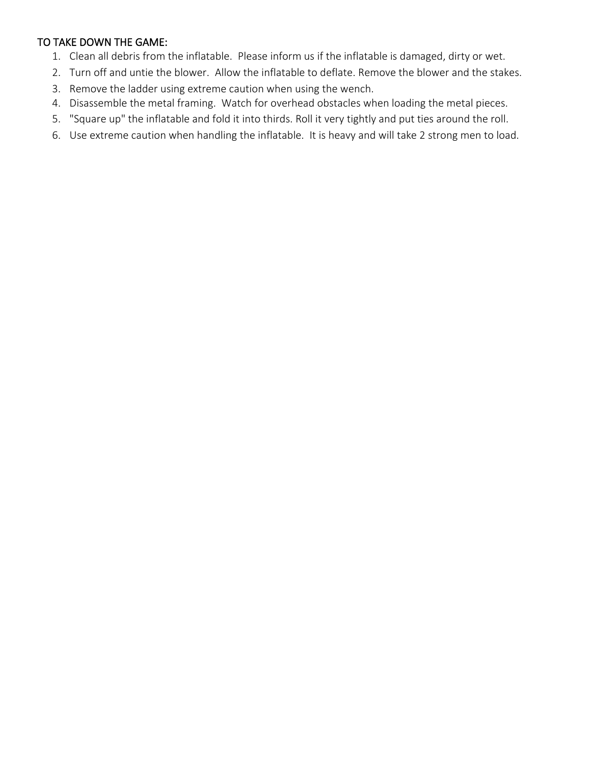**TO TAKE DOWN THE GAME:**

1. Clean all debris from the inflatable.  Please inform us if the inflatable is damaged, dirty or wet.
2. Turn off and untie the blower.  Allow the inflatable to deflate. Remove the blower and the stakes.
3. Remove the ladder using extreme caution when using the wench.
4. Disassemble the metal framing.  Watch for overhead obstacles when loading the metal pieces.
5. "Square up" the inflatable and fold it into thirds. Roll it very tightly and put ties around the roll.
6. Use extreme caution when handling the inflatable.  It is heavy and will take 2 strong men to load.